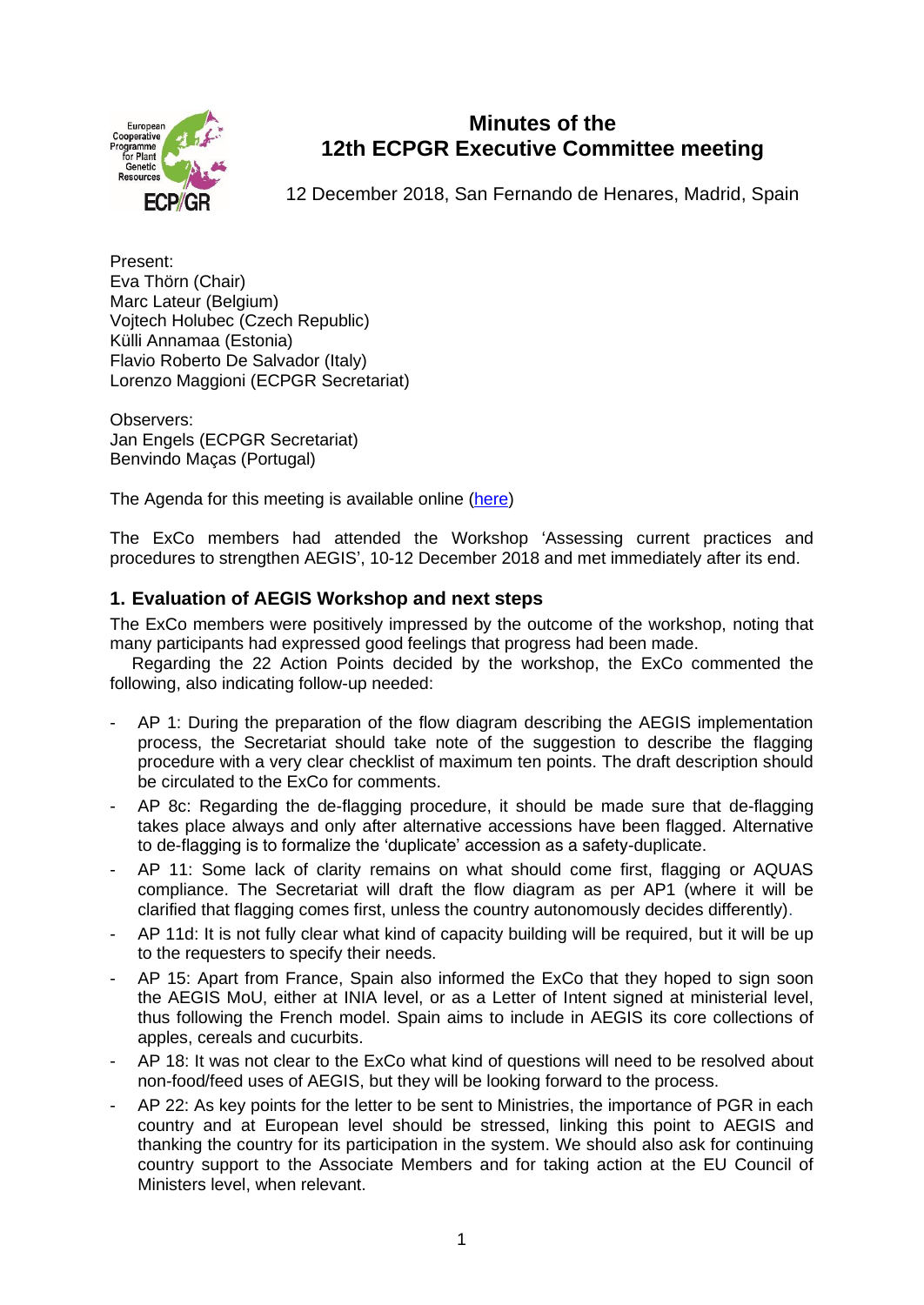# Minutes of the 12th ECPGR Executive Committee meeting

12 December 2018, San Fernando de Henares, Madrid, Spain

Present:
Eva Thörn (Chair)
Marc Lateur (Belgium)
Vojtech Holubec (Czech Republic)
Külli Annamaa (Estonia)
Flavio Roberto De Salvador (Italy)
Lorenzo Maggioni (ECPGR Secretariat)

Observers:
Jan Engels (ECPGR Secretariat)
Benvindo Maçãs (Portugal)

The Agenda for this meeting is available online (here)

The ExCo members had attended the Workshop 'Assessing current practices and procedures to strengthen AEGIS', 10-12 December 2018 and met immediately after its end.

## 1. Evaluation of AEGIS Workshop and next steps

The ExCo members were positively impressed by the outcome of the workshop, noting that many participants had expressed good feelings that progress had been made.

Regarding the 22 Action Points decided by the workshop, the ExCo commented the following, also indicating follow-up needed:

- AP 1: During the preparation of the flow diagram describing the AEGIS implementation process, the Secretariat should take note of the suggestion to describe the flagging procedure with a very clear checklist of maximum ten points. The draft description should be circulated to the ExCo for comments.
- AP 8c: Regarding the de-flagging procedure, it should be made sure that de-flagging takes place always and only after alternative accessions have been flagged. Alternative to de-flagging is to formalize the 'duplicate' accession as a safety-duplicate.
- AP 11: Some lack of clarity remains on what should come first, flagging or AQUAS compliance. The Secretariat will draft the flow diagram as per AP1 (where it will be clarified that flagging comes first, unless the country autonomously decides differently).
- AP 11d: It is not fully clear what kind of capacity building will be required, but it will be up to the requesters to specify their needs.
- AP 15: Apart from France, Spain also informed the ExCo that they hoped to sign soon the AEGIS MoU, either at INIA level, or as a Letter of Intent signed at ministerial level, thus following the French model. Spain aims to include in AEGIS its core collections of apples, cereals and cucurbits.
- AP 18: It was not clear to the ExCo what kind of questions will need to be resolved about non-food/feed uses of AEGIS, but they will be looking forward to the process.
- AP 22: As key points for the letter to be sent to Ministries, the importance of PGR in each country and at European level should be stressed, linking this point to AEGIS and thanking the country for its participation in the system. We should also ask for continuing country support to the Associate Members and for taking action at the EU Council of Ministers level, when relevant.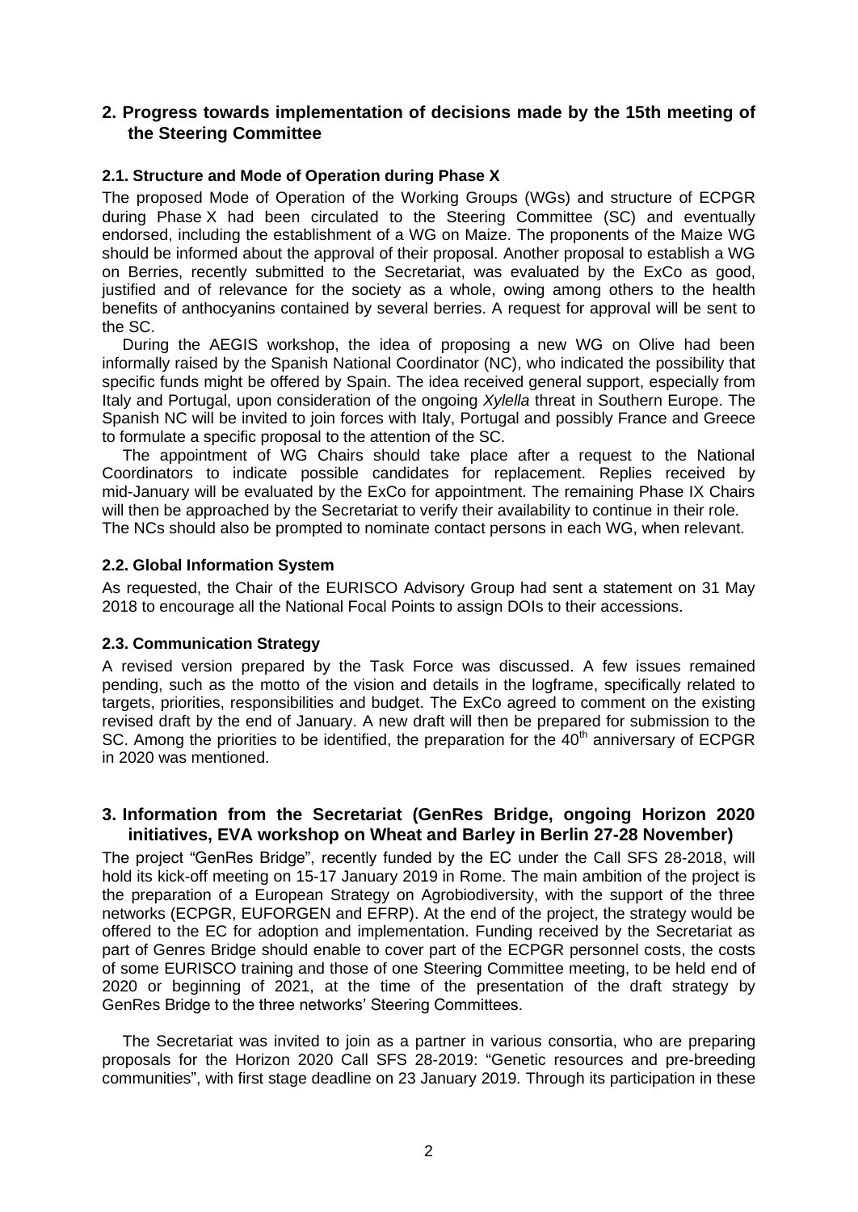## 2. Progress towards implementation of decisions made by the 15th meeting of the Steering Committee

### 2.1. Structure and Mode of Operation during Phase X

The proposed Mode of Operation of the Working Groups (WGs) and structure of ECPGR during Phase X had been circulated to the Steering Committee (SC) and eventually endorsed, including the establishment of a WG on Maize. The proponents of the Maize WG should be informed about the approval of their proposal. Another proposal to establish a WG on Berries, recently submitted to the Secretariat, was evaluated by the ExCo as good, justified and of relevance for the society as a whole, owing among others to the health benefits of anthocyanins contained by several berries. A request for approval will be sent to the SC.

During the AEGIS workshop, the idea of proposing a new WG on Olive had been informally raised by the Spanish National Coordinator (NC), who indicated the possibility that specific funds might be offered by Spain. The idea received general support, especially from Italy and Portugal, upon consideration of the ongoing *Xylella* threat in Southern Europe. The Spanish NC will be invited to join forces with Italy, Portugal and possibly France and Greece to formulate a specific proposal to the attention of the SC.

The appointment of WG Chairs should take place after a request to the National Coordinators to indicate possible candidates for replacement. Replies received by mid-January will be evaluated by the ExCo for appointment. The remaining Phase IX Chairs will then be approached by the Secretariat to verify their availability to continue in their role. The NCs should also be prompted to nominate contact persons in each WG, when relevant.

### 2.2. Global Information System

As requested, the Chair of the EURISCO Advisory Group had sent a statement on 31 May 2018 to encourage all the National Focal Points to assign DOIs to their accessions.

### 2.3. Communication Strategy

A revised version prepared by the Task Force was discussed. A few issues remained pending, such as the motto of the vision and details in the logframe, specifically related to targets, priorities, responsibilities and budget. The ExCo agreed to comment on the existing revised draft by the end of January. A new draft will then be prepared for submission to the SC. Among the priorities to be identified, the preparation for the 40th anniversary of ECPGR in 2020 was mentioned.

## 3. Information from the Secretariat (GenRes Bridge, ongoing Horizon 2020 initiatives, EVA workshop on Wheat and Barley in Berlin 27-28 November)

The project "GenRes Bridge", recently funded by the EC under the Call SFS 28-2018, will hold its kick-off meeting on 15-17 January 2019 in Rome. The main ambition of the project is the preparation of a European Strategy on Agrobiodiversity, with the support of the three networks (ECPGR, EUFORGEN and EFRP). At the end of the project, the strategy would be offered to the EC for adoption and implementation. Funding received by the Secretariat as part of Genres Bridge should enable to cover part of the ECPGR personnel costs, the costs of some EURISCO training and those of one Steering Committee meeting, to be held end of 2020 or beginning of 2021, at the time of the presentation of the draft strategy by GenRes Bridge to the three networks' Steering Committees.

The Secretariat was invited to join as a partner in various consortia, who are preparing proposals for the Horizon 2020 Call SFS 28-2019: "Genetic resources and pre-breeding communities", with first stage deadline on 23 January 2019. Through its participation in these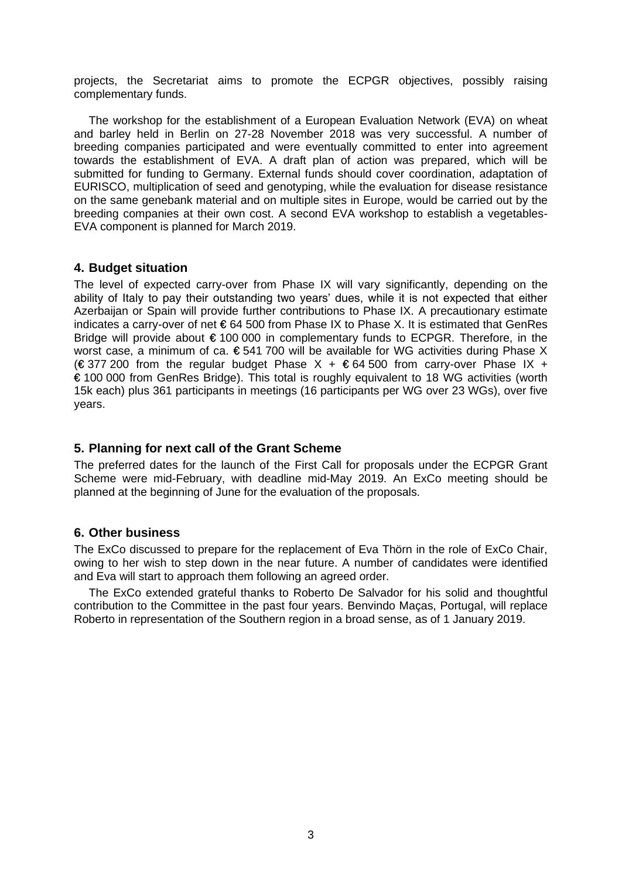projects, the Secretariat aims to promote the ECPGR objectives, possibly raising complementary funds.

The workshop for the establishment of a European Evaluation Network (EVA) on wheat and barley held in Berlin on 27-28 November 2018 was very successful. A number of breeding companies participated and were eventually committed to enter into agreement towards the establishment of EVA. A draft plan of action was prepared, which will be submitted for funding to Germany. External funds should cover coordination, adaptation of EURISCO, multiplication of seed and genotyping, while the evaluation for disease resistance on the same genebank material and on multiple sites in Europe, would be carried out by the breeding companies at their own cost. A second EVA workshop to establish a vegetables-EVA component is planned for March 2019.

## 4. Budget situation

The level of expected carry-over from Phase IX will vary significantly, depending on the ability of Italy to pay their outstanding two years' dues, while it is not expected that either Azerbaijan or Spain will provide further contributions to Phase IX. A precautionary estimate indicates a carry-over of net € 64 500 from Phase IX to Phase X. It is estimated that GenRes Bridge will provide about € 100 000 in complementary funds to ECPGR. Therefore, in the worst case, a minimum of ca. € 541 700 will be available for WG activities during Phase X (€ 377 200 from the regular budget Phase X + € 64 500 from carry-over Phase IX + € 100 000 from GenRes Bridge). This total is roughly equivalent to 18 WG activities (worth 15k each) plus 361 participants in meetings (16 participants per WG over 23 WGs), over five years.

## 5. Planning for next call of the Grant Scheme

The preferred dates for the launch of the First Call for proposals under the ECPGR Grant Scheme were mid-February, with deadline mid-May 2019. An ExCo meeting should be planned at the beginning of June for the evaluation of the proposals.

## 6. Other business

The ExCo discussed to prepare for the replacement of Eva Thörn in the role of ExCo Chair, owing to her wish to step down in the near future. A number of candidates were identified and Eva will start to approach them following an agreed order.

The ExCo extended grateful thanks to Roberto De Salvador for his solid and thoughtful contribution to the Committee in the past four years. Benvindo Maças, Portugal, will replace Roberto in representation of the Southern region in a broad sense, as of 1 January 2019.